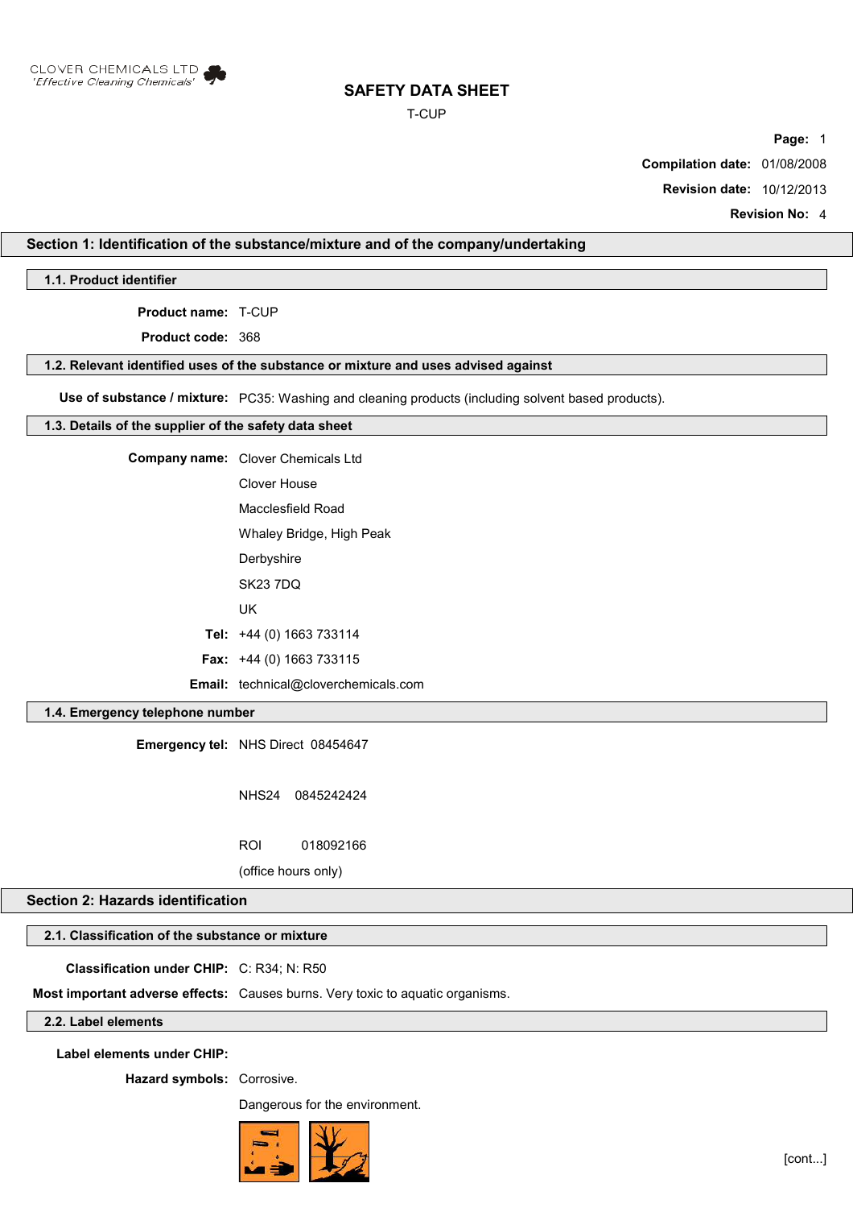CLOVER CHEMICALS LTD
*'Effective Cleaning Chemicals'*

# SAFETY DATA SHEET

T-CUP

**Compilation date:** 01/08/2008

**Revision date:** 10/12/2013

**Revision No:** 4

## Section 1: Identification of the substance/mixture and of the company/undertaking

### 1.1. Product identifier

**Product name:** T-CUP

**Product code:** 368

### 1.2. Relevant identified uses of the substance or mixture and uses advised against

**Use of substance / mixture:** PC35: Washing and cleaning products (including solvent based products).

### 1.3. Details of the supplier of the safety data sheet

**Company name:** Clover Chemicals Ltd
Clover House
Macclesfield Road
Whaley Bridge, High Peak
Derbyshire
SK23 7DQ
UK

**Tel:** +44 (0) 1663 733114

**Fax:** +44 (0) 1663 733115

**Email:** technical@cloverchemicals.com

### 1.4. Emergency telephone number

**Emergency tel:** NHS Direct 08454647

NHS24 0845242424

ROI 018092166

(office hours only)

## Section 2: Hazards identification

### 2.1. Classification of the substance or mixture

**Classification under CHIP:** C: R34; N: R50

**Most important adverse effects:** Causes burns. Very toxic to aquatic organisms.

### 2.2. Label elements

**Label elements under CHIP:**

**Hazard symbols:** Corrosive.

Dangerous for the environment.

[cont...]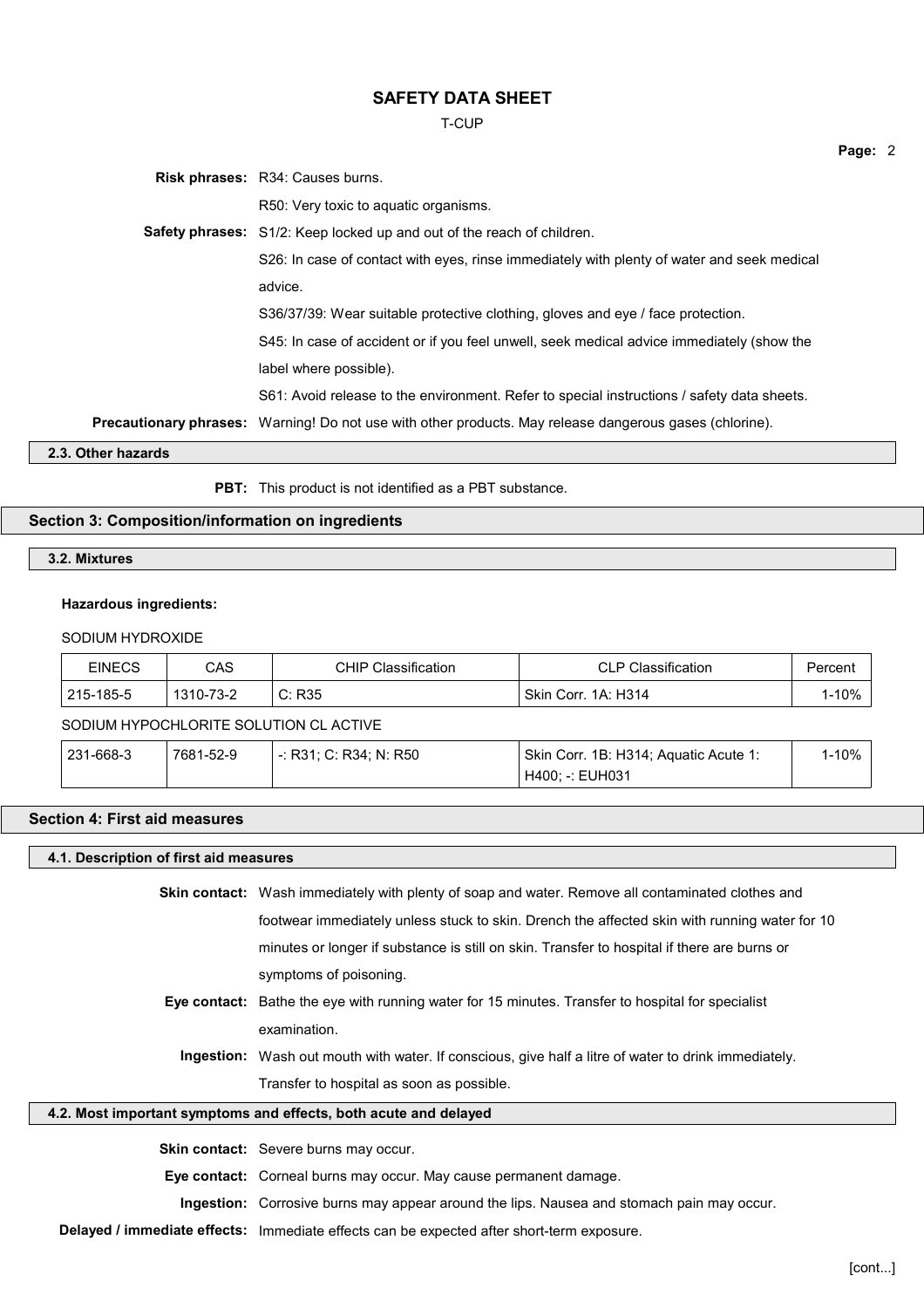**Risk phrases:** R34: Causes burns.

R50: Very toxic to aquatic organisms.

**Safety phrases:** S1/2: Keep locked up and out of the reach of children.

S26: In case of contact with eyes, rinse immediately with plenty of water and seek medical advice.

S36/37/39: Wear suitable protective clothing, gloves and eye / face protection.

S45: In case of accident or if you feel unwell, seek medical advice immediately (show the label where possible).

S61: Avoid release to the environment. Refer to special instructions / safety data sheets.

**Precautionary phrases:** Warning! Do not use with other products. May release dangerous gases (chlorine).

### 2.3. Other hazards

**PBT:** This product is not identified as a PBT substance.

## Section 3: Composition/information on ingredients

### 3.2. Mixtures

**Hazardous ingredients:**

SODIUM HYDROXIDE

| EINECS | CAS | CHIP Classification | CLP Classification | Percent |
|---|---|---|---|---|
| 215-185-5 | 1310-73-2 | C: R35 | Skin Corr. 1A: H314 | 1-10% |

SODIUM HYPOCHLORITE SOLUTION CL ACTIVE

| EINECS | CAS | CHIP Classification | CLP Classification | Percent |
|---|---|---|---|---|
| 231-668-3 | 7681-52-9 | -: R31; C: R34; N: R50 | Skin Corr. 1B: H314; Aquatic Acute 1: H400; -: EUH031 | 1-10% |

## Section 4: First aid measures

### 4.1. Description of first aid measures

**Skin contact:** Wash immediately with plenty of soap and water. Remove all contaminated clothes and footwear immediately unless stuck to skin. Drench the affected skin with running water for 10 minutes or longer if substance is still on skin. Transfer to hospital if there are burns or symptoms of poisoning.

**Eye contact:** Bathe the eye with running water for 15 minutes. Transfer to hospital for specialist examination.

**Ingestion:** Wash out mouth with water. If conscious, give half a litre of water to drink immediately. Transfer to hospital as soon as possible.

### 4.2. Most important symptoms and effects, both acute and delayed

**Skin contact:** Severe burns may occur.

**Eye contact:** Corneal burns may occur. May cause permanent damage.

**Ingestion:** Corrosive burns may appear around the lips. Nausea and stomach pain may occur.

**Delayed / immediate effects:** Immediate effects can be expected after short-term exposure.

[cont...]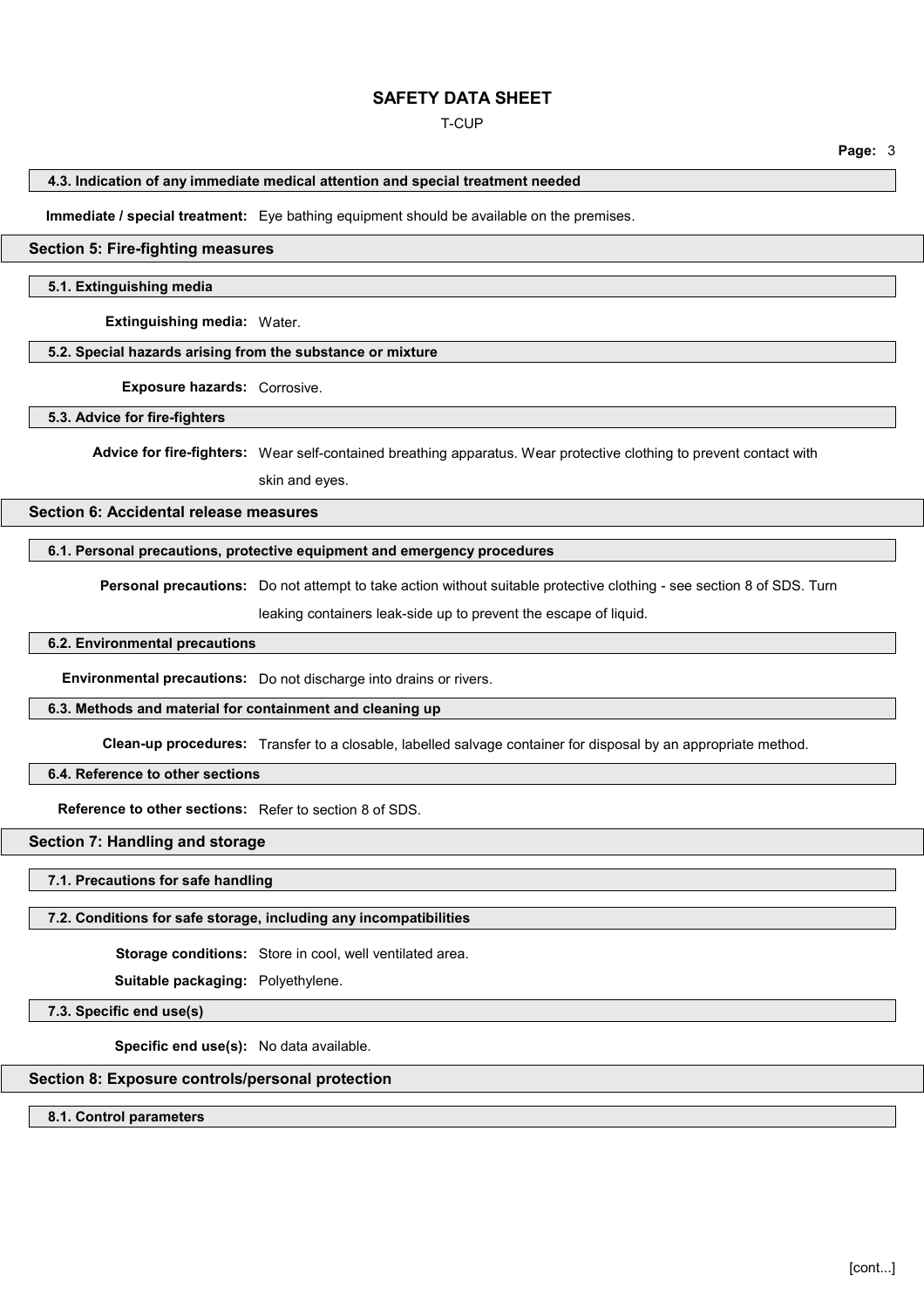### 4.3. Indication of any immediate medical attention and special treatment needed

**Immediate / special treatment:** Eye bathing equipment should be available on the premises.

## Section 5: Fire-fighting measures

### 5.1. Extinguishing media

**Extinguishing media:** Water.

### 5.2. Special hazards arising from the substance or mixture

**Exposure hazards:** Corrosive.

### 5.3. Advice for fire-fighters

**Advice for fire-fighters:** Wear self-contained breathing apparatus. Wear protective clothing to prevent contact with skin and eyes.

## Section 6: Accidental release measures

### 6.1. Personal precautions, protective equipment and emergency procedures

**Personal precautions:** Do not attempt to take action without suitable protective clothing - see section 8 of SDS. Turn leaking containers leak-side up to prevent the escape of liquid.

### 6.2. Environmental precautions

**Environmental precautions:** Do not discharge into drains or rivers.

### 6.3. Methods and material for containment and cleaning up

**Clean-up procedures:** Transfer to a closable, labelled salvage container for disposal by an appropriate method.

### 6.4. Reference to other sections

**Reference to other sections:** Refer to section 8 of SDS.

## Section 7: Handling and storage

### 7.1. Precautions for safe handling

### 7.2. Conditions for safe storage, including any incompatibilities

**Storage conditions:** Store in cool, well ventilated area.

**Suitable packaging:** Polyethylene.

### 7.3. Specific end use(s)

**Specific end use(s):** No data available.

## Section 8: Exposure controls/personal protection

### 8.1. Control parameters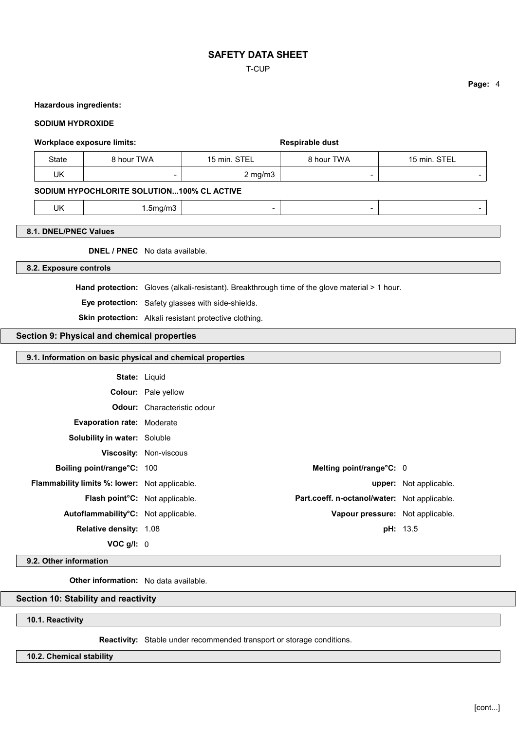**Hazardous ingredients:**

**SODIUM HYDROXIDE**

| **Workplace exposure limits:** | | | **Respirable dust** | |
|---|---|---|---|---|
| State | 8 hour TWA | 15 min. STEL | 8 hour TWA | 15 min. STEL |
| UK | - | 2 mg/m3 | - | - |

**SODIUM HYPOCHLORITE SOLUTION...100% CL ACTIVE**

| | | | | |
|---|---|---|---|---|
| UK | 1.5mg/m3 | - | - | - |

### 8.1. DNEL/PNEC Values

**DNEL / PNEC** No data available.

### 8.2. Exposure controls

**Hand protection:** Gloves (alkali-resistant). Breakthrough time of the glove material > 1 hour.

**Eye protection:** Safety glasses with side-shields.

**Skin protection:** Alkali resistant protective clothing.

## Section 9: Physical and chemical properties

### 9.1. Information on basic physical and chemical properties

**State:** Liquid

**Colour:** Pale yellow

**Odour:** Characteristic odour

**Evaporation rate:** Moderate

**Solubility in water:** Soluble

**Viscosity:** Non-viscous

**Boiling point/range°C:** 100

**Melting point/range°C:** 0

**Flammability limits %: lower:** Not applicable.

**upper:** Not applicable.

**Flash point°C:** Not applicable.

**Part.coeff. n-octanol/water:** Not applicable.

**Autoflammability°C:** Not applicable.

**Vapour pressure:** Not applicable.

**Relative density:** 1.08

**pH:** 13.5

**VOC g/l:** 0

### 9.2. Other information

**Other information:** No data available.

## Section 10: Stability and reactivity

### 10.1. Reactivity

**Reactivity:** Stable under recommended transport or storage conditions.

### 10.2. Chemical stability

[cont...]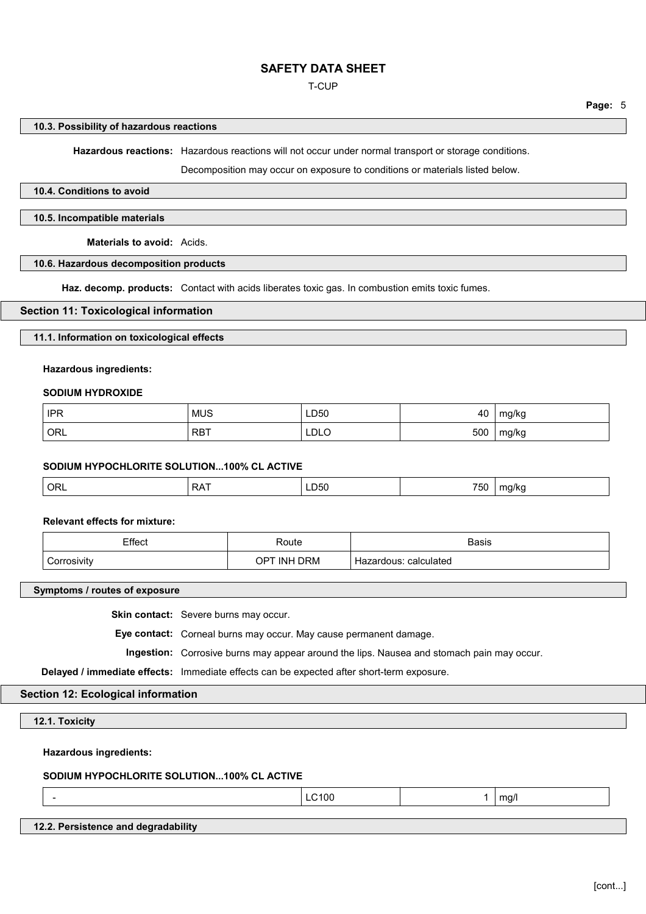### 10.3. Possibility of hazardous reactions

**Hazardous reactions:** Hazardous reactions will not occur under normal transport or storage conditions.

Decomposition may occur on exposure to conditions or materials listed below.

### 10.4. Conditions to avoid

### 10.5. Incompatible materials

**Materials to avoid:** Acids.

### 10.6. Hazardous decomposition products

**Haz. decomp. products:** Contact with acids liberates toxic gas. In combustion emits toxic fumes.

## Section 11: Toxicological information

### 11.1. Information on toxicological effects

**Hazardous ingredients:**

**SODIUM HYDROXIDE**

| | | | | |
|---|---|---|---|---|
| IPR | MUS | LD50 | 40 | mg/kg |
| ORL | RBT | LDLO | 500 | mg/kg |

**SODIUM HYPOCHLORITE SOLUTION...100% CL ACTIVE**

| | | | | |
|---|---|---|---|---|
| ORL | RAT | LD50 | 750 | mg/kg |

**Relevant effects for mixture:**

| Effect | Route | Basis |
|---|---|---|
| Corrosivity | OPT INH DRM | Hazardous: calculated |

### Symptoms / routes of exposure

**Skin contact:** Severe burns may occur.

**Eye contact:** Corneal burns may occur. May cause permanent damage.

**Ingestion:** Corrosive burns may appear around the lips. Nausea and stomach pain may occur.

**Delayed / immediate effects:** Immediate effects can be expected after short-term exposure.

## Section 12: Ecological information

### 12.1. Toxicity

**Hazardous ingredients:**

**SODIUM HYPOCHLORITE SOLUTION...100% CL ACTIVE**

| | | | |
|---|---|---|---|
| - | LC100 | 1 | mg/l |

### 12.2. Persistence and degradability

[cont...]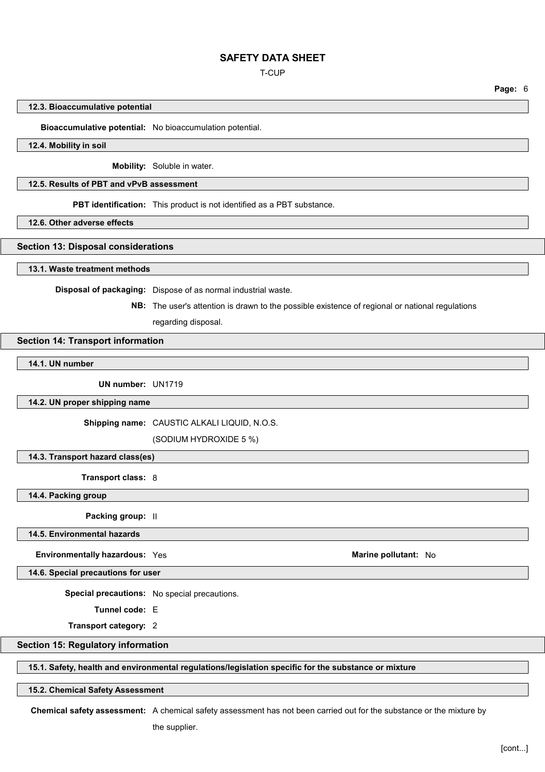### 12.3. Bioaccumulative potential

**Bioaccumulative potential:** No bioaccumulation potential.

### 12.4. Mobility in soil

**Mobility:** Soluble in water.

### 12.5. Results of PBT and vPvB assessment

**PBT identification:** This product is not identified as a PBT substance.

### 12.6. Other adverse effects

## Section 13: Disposal considerations

### 13.1. Waste treatment methods

**Disposal of packaging:** Dispose of as normal industrial waste.

**NB:** The user's attention is drawn to the possible existence of regional or national regulations regarding disposal.

## Section 14: Transport information

### 14.1. UN number

**UN number:** UN1719

### 14.2. UN proper shipping name

**Shipping name:** CAUSTIC ALKALI LIQUID, N.O.S.
(SODIUM HYDROXIDE 5 %)

### 14.3. Transport hazard class(es)

**Transport class:** 8

### 14.4. Packing group

**Packing group:** II

### 14.5. Environmental hazards

**Environmentally hazardous:** Yes

**Marine pollutant:** No

### 14.6. Special precautions for user

**Special precautions:** No special precautions.

**Tunnel code:** E

**Transport category:** 2

## Section 15: Regulatory information

### 15.1. Safety, health and environmental regulations/legislation specific for the substance or mixture

### 15.2. Chemical Safety Assessment

**Chemical safety assessment:** A chemical safety assessment has not been carried out for the substance or the mixture by the supplier.

[cont...]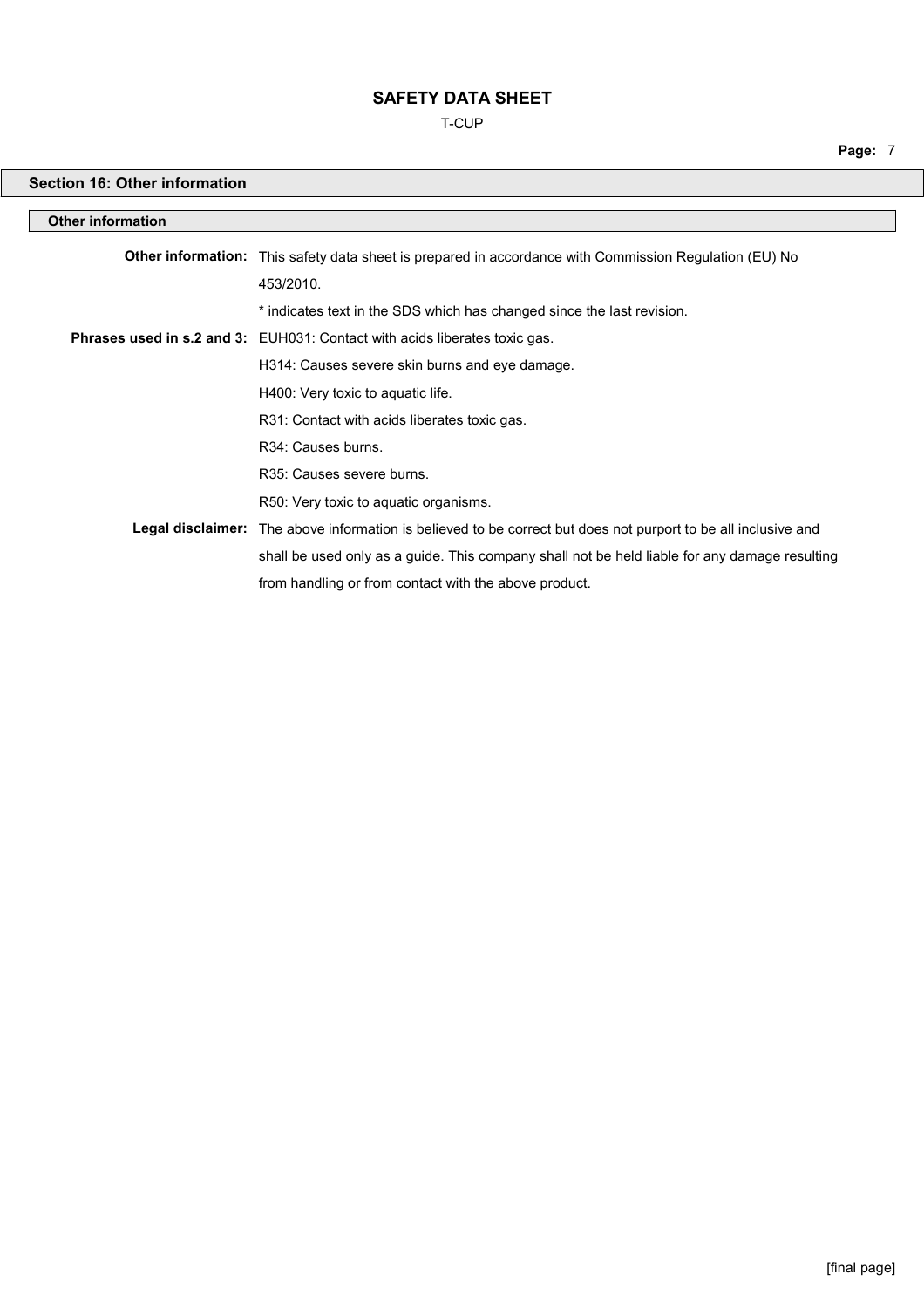## Section 16: Other information

### Other information

**Other information:** This safety data sheet is prepared in accordance with Commission Regulation (EU) No 453/2010.

* indicates text in the SDS which has changed since the last revision.

**Phrases used in s.2 and 3:** EUH031: Contact with acids liberates toxic gas.

H314: Causes severe skin burns and eye damage.

H400: Very toxic to aquatic life.

R31: Contact with acids liberates toxic gas.

R34: Causes burns.

R35: Causes severe burns.

R50: Very toxic to aquatic organisms.

**Legal disclaimer:** The above information is believed to be correct but does not purport to be all inclusive and shall be used only as a guide. This company shall not be held liable for any damage resulting from handling or from contact with the above product.

[final page]